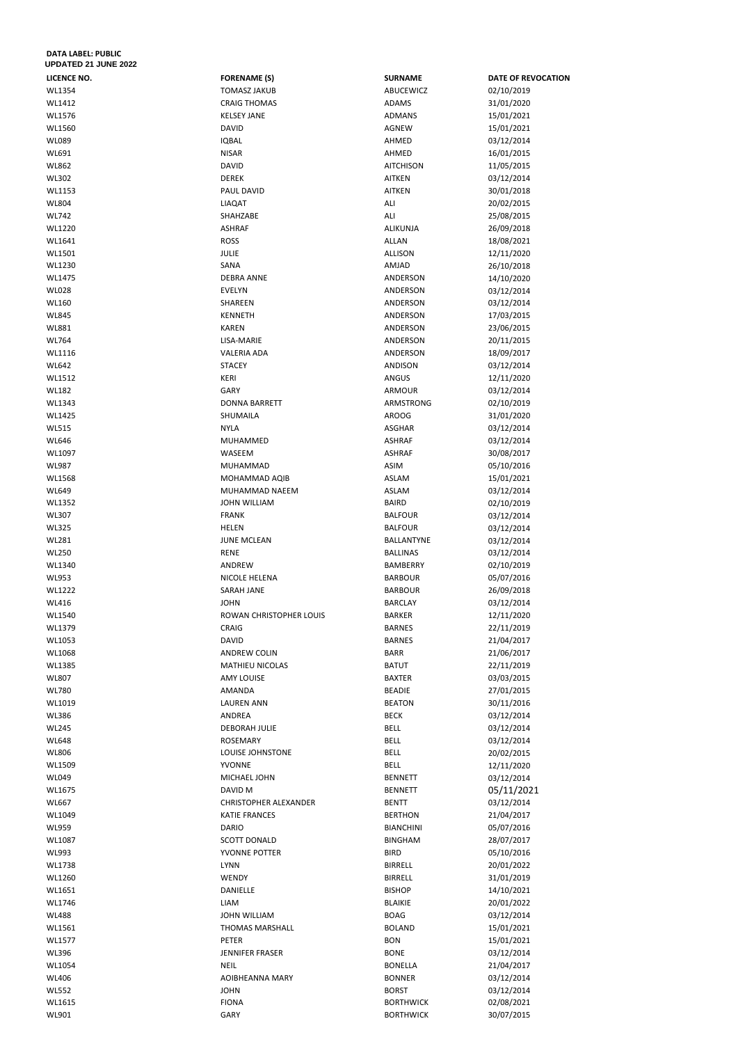**DATA LABEL: PUBLIC**
**UPDATED 21 JUNE 2022**

| LICENCE NO. | FORENAME (S) | SURNAME | DATE OF REVOCATION |
|---|---|---|---|
| WL1354 | TOMASZ JAKUB | ABUCEWICZ | 02/10/2019 |
| WL1412 | CRAIG THOMAS | ADAMS | 31/01/2020 |
| WL1576 | KELSEY JANE | ADMANS | 15/01/2021 |
| WL1560 | DAVID | AGNEW | 15/01/2021 |
| WL089 | IQBAL | AHMED | 03/12/2014 |
| WL691 | NISAR | AHMED | 16/01/2015 |
| WL862 | DAVID | AITCHISON | 11/05/2015 |
| WL302 | DEREK | AITKEN | 03/12/2014 |
| WL1153 | PAUL DAVID | AITKEN | 30/01/2018 |
| WL804 | LIAQAT | ALI | 20/02/2015 |
| WL742 | SHAHZABE | ALI | 25/08/2015 |
| WL1220 | ASHRAF | ALIKUNJA | 26/09/2018 |
| WL1641 | ROSS | ALLAN | 18/08/2021 |
| WL1501 | JULIE | ALLISON | 12/11/2020 |
| WL1230 | SANA | AMJAD | 26/10/2018 |
| WL1475 | DEBRA ANNE | ANDERSON | 14/10/2020 |
| WL028 | EVELYN | ANDERSON | 03/12/2014 |
| WL160 | SHAREEN | ANDERSON | 03/12/2014 |
| WL845 | KENNETH | ANDERSON | 17/03/2015 |
| WL881 | KAREN | ANDERSON | 23/06/2015 |
| WL764 | LISA-MARIE | ANDERSON | 20/11/2015 |
| WL1116 | VALERIA ADA | ANDERSON | 18/09/2017 |
| WL642 | STACEY | ANDISON | 03/12/2014 |
| WL1512 | KERI | ANGUS | 12/11/2020 |
| WL182 | GARY | ARMOUR | 03/12/2014 |
| WL1343 | DONNA BARRETT | ARMSTRONG | 02/10/2019 |
| WL1425 | SHUMAILA | AROOG | 31/01/2020 |
| WL515 | NYLA | ASGHAR | 03/12/2014 |
| WL646 | MUHAMMED | ASHRAF | 03/12/2014 |
| WL1097 | WASEEM | ASHRAF | 30/08/2017 |
| WL987 | MUHAMMAD | ASIM | 05/10/2016 |
| WL1568 | MOHAMMAD AQIB | ASLAM | 15/01/2021 |
| WL649 | MUHAMMAD NAEEM | ASLAM | 03/12/2014 |
| WL1352 | JOHN WILLIAM | BAIRD | 02/10/2019 |
| WL307 | FRANK | BALFOUR | 03/12/2014 |
| WL325 | HELEN | BALFOUR | 03/12/2014 |
| WL281 | JUNE MCLEAN | BALLANTYNE | 03/12/2014 |
| WL250 | RENE | BALLINAS | 03/12/2014 |
| WL1340 | ANDREW | BAMBERRY | 02/10/2019 |
| WL953 | NICOLE HELENA | BARBOUR | 05/07/2016 |
| WL1222 | SARAH JANE | BARBOUR | 26/09/2018 |
| WL416 | JOHN | BARCLAY | 03/12/2014 |
| WL1540 | ROWAN CHRISTOPHER LOUIS | BARKER | 12/11/2020 |
| WL1379 | CRAIG | BARNES | 22/11/2019 |
| WL1053 | DAVID | BARNES | 21/04/2017 |
| WL1068 | ANDREW COLIN | BARR | 21/06/2017 |
| WL1385 | MATHIEU NICOLAS | BATUT | 22/11/2019 |
| WL807 | AMY LOUISE | BAXTER | 03/03/2015 |
| WL780 | AMANDA | BEADIE | 27/01/2015 |
| WL1019 | LAUREN ANN | BEATON | 30/11/2016 |
| WL386 | ANDREA | BECK | 03/12/2014 |
| WL245 | DEBORAH JULIE | BELL | 03/12/2014 |
| WL648 | ROSEMARY | BELL | 03/12/2014 |
| WL806 | LOUISE JOHNSTONE | BELL | 20/02/2015 |
| WL1509 | YVONNE | BELL | 12/11/2020 |
| WL049 | MICHAEL JOHN | BENNETT | 03/12/2014 |
| WL1675 | DAVID M | BENNETT | 05/11/2021 |
| WL667 | CHRISTOPHER ALEXANDER | BENTT | 03/12/2014 |
| WL1049 | KATIE FRANCES | BERTHON | 21/04/2017 |
| WL959 | DARIO | BIANCHINI | 05/07/2016 |
| WL1087 | SCOTT DONALD | BINGHAM | 28/07/2017 |
| WL993 | YVONNE POTTER | BIRD | 05/10/2016 |
| WL1738 | LYNN | BIRRELL | 20/01/2022 |
| WL1260 | WENDY | BIRRELL | 31/01/2019 |
| WL1651 | DANIELLE | BISHOP | 14/10/2021 |
| WL1746 | LIAM | BLAIKIE | 20/01/2022 |
| WL488 | JOHN WILLIAM | BOAG | 03/12/2014 |
| WL1561 | THOMAS MARSHALL | BOLAND | 15/01/2021 |
| WL1577 | PETER | BON | 15/01/2021 |
| WL396 | JENNIFER FRASER | BONE | 03/12/2014 |
| WL1054 | NEIL | BONELLA | 21/04/2017 |
| WL406 | AOIBHEANNA MARY | BONNER | 03/12/2014 |
| WL552 | JOHN | BORST | 03/12/2014 |
| WL1615 | FIONA | BORTHWICK | 02/08/2021 |
| WL901 | GARY | BORTHWICK | 30/07/2015 |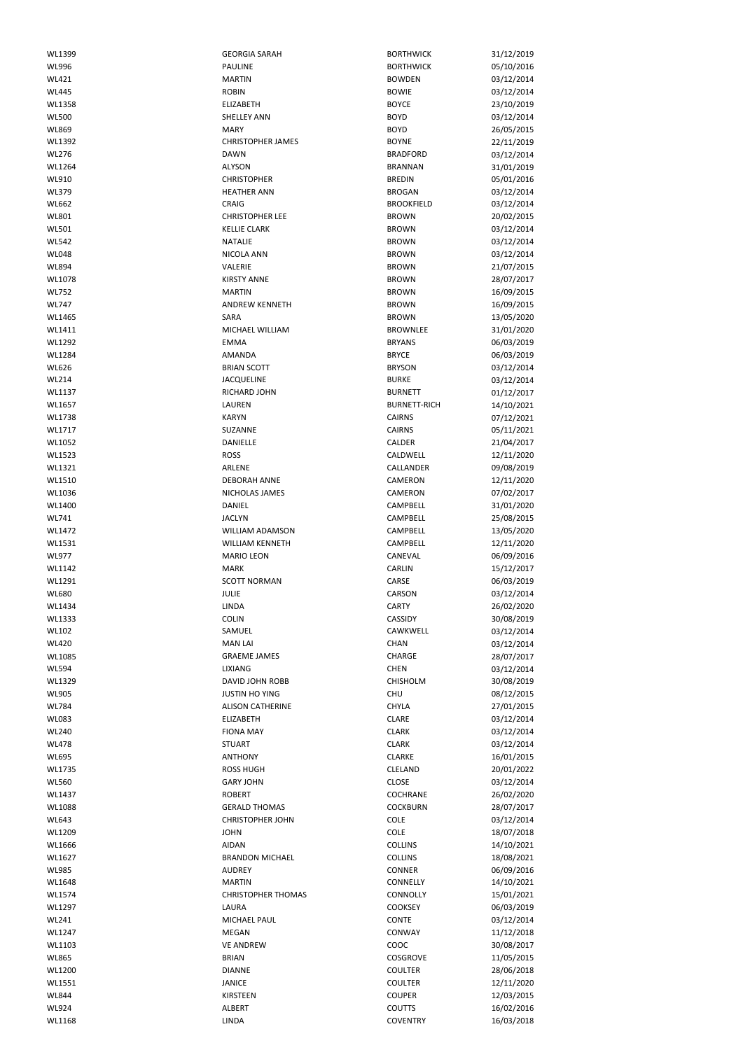| | | | |
|---|---|---|---|
| WL1399 | GEORGIA SARAH | BORTHWICK | 31/12/2019 |
| WL996 | PAULINE | BORTHWICK | 05/10/2016 |
| WL421 | MARTIN | BOWDEN | 03/12/2014 |
| WL445 | ROBIN | BOWIE | 03/12/2014 |
| WL1358 | ELIZABETH | BOYCE | 23/10/2019 |
| WL500 | SHELLEY ANN | BOYD | 03/12/2014 |
| WL869 | MARY | BOYD | 26/05/2015 |
| WL1392 | CHRISTOPHER JAMES | BOYNE | 22/11/2019 |
| WL276 | DAWN | BRADFORD | 03/12/2014 |
| WL1264 | ALYSON | BRANNAN | 31/01/2019 |
| WL910 | CHRISTOPHER | BREDIN | 05/01/2016 |
| WL379 | HEATHER ANN | BROGAN | 03/12/2014 |
| WL662 | CRAIG | BROOKFIELD | 03/12/2014 |
| WL801 | CHRISTOPHER LEE | BROWN | 20/02/2015 |
| WL501 | KELLIE CLARK | BROWN | 03/12/2014 |
| WL542 | NATALIE | BROWN | 03/12/2014 |
| WL048 | NICOLA ANN | BROWN | 03/12/2014 |
| WL894 | VALERIE | BROWN | 21/07/2015 |
| WL1078 | KIRSTY ANNE | BROWN | 28/07/2017 |
| WL752 | MARTIN | BROWN | 16/09/2015 |
| WL747 | ANDREW KENNETH | BROWN | 16/09/2015 |
| WL1465 | SARA | BROWN | 13/05/2020 |
| WL1411 | MICHAEL WILLIAM | BROWNLEE | 31/01/2020 |
| WL1292 | EMMA | BRYANS | 06/03/2019 |
| WL1284 | AMANDA | BRYCE | 06/03/2019 |
| WL626 | BRIAN SCOTT | BRYSON | 03/12/2014 |
| WL214 | JACQUELINE | BURKE | 03/12/2014 |
| WL1137 | RICHARD JOHN | BURNETT | 01/12/2017 |
| WL1657 | LAUREN | BURNETT-RICH | 14/10/2021 |
| WL1738 | KARYN | CAIRNS | 07/12/2021 |
| WL1717 | SUZANNE | CAIRNS | 05/11/2021 |
| WL1052 | DANIELLE | CALDER | 21/04/2017 |
| WL1523 | ROSS | CALDWELL | 12/11/2020 |
| WL1321 | ARLENE | CALLANDER | 09/08/2019 |
| WL1510 | DEBORAH ANNE | CAMERON | 12/11/2020 |
| WL1036 | NICHOLAS JAMES | CAMERON | 07/02/2017 |
| WL1400 | DANIEL | CAMPBELL | 31/01/2020 |
| WL741 | JACLYN | CAMPBELL | 25/08/2015 |
| WL1472 | WILLIAM ADAMSON | CAMPBELL | 13/05/2020 |
| WL1531 | WILLIAM KENNETH | CAMPBELL | 12/11/2020 |
| WL977 | MARIO LEON | CANEVAL | 06/09/2016 |
| WL1142 | MARK | CARLIN | 15/12/2017 |
| WL1291 | SCOTT NORMAN | CARSE | 06/03/2019 |
| WL680 | JULIE | CARSON | 03/12/2014 |
| WL1434 | LINDA | CARTY | 26/02/2020 |
| WL1333 | COLIN | CASSIDY | 30/08/2019 |
| WL102 | SAMUEL | CAWKWELL | 03/12/2014 |
| WL420 | MAN LAI | CHAN | 03/12/2014 |
| WL1085 | GRAEME JAMES | CHARGE | 28/07/2017 |
| WL594 | LIXIANG | CHEN | 03/12/2014 |
| WL1329 | DAVID JOHN ROBB | CHISHOLM | 30/08/2019 |
| WL905 | JUSTIN HO YING | CHU | 08/12/2015 |
| WL784 | ALISON CATHERINE | CHYLA | 27/01/2015 |
| WL083 | ELIZABETH | CLARE | 03/12/2014 |
| WL240 | FIONA MAY | CLARK | 03/12/2014 |
| WL478 | STUART | CLARK | 03/12/2014 |
| WL695 | ANTHONY | CLARKE | 16/01/2015 |
| WL1735 | ROSS HUGH | CLELAND | 20/01/2022 |
| WL560 | GARY JOHN | CLOSE | 03/12/2014 |
| WL1437 | ROBERT | COCHRANE | 26/02/2020 |
| WL1088 | GERALD THOMAS | COCKBURN | 28/07/2017 |
| WL643 | CHRISTOPHER JOHN | COLE | 03/12/2014 |
| WL1209 | JOHN | COLE | 18/07/2018 |
| WL1666 | AIDAN | COLLINS | 14/10/2021 |
| WL1627 | BRANDON MICHAEL | COLLINS | 18/08/2021 |
| WL985 | AUDREY | CONNER | 06/09/2016 |
| WL1648 | MARTIN | CONNELLY | 14/10/2021 |
| WL1574 | CHRISTOPHER THOMAS | CONNOLLY | 15/01/2021 |
| WL1297 | LAURA | COOKSEY | 06/03/2019 |
| WL241 | MICHAEL PAUL | CONTE | 03/12/2014 |
| WL1247 | MEGAN | CONWAY | 11/12/2018 |
| WL1103 | VE ANDREW | COOC | 30/08/2017 |
| WL865 | BRIAN | COSGROVE | 11/05/2015 |
| WL1200 | DIANNE | COULTER | 28/06/2018 |
| WL1551 | JANICE | COULTER | 12/11/2020 |
| WL844 | KIRSTEEN | COUPER | 12/03/2015 |
| WL924 | ALBERT | COUTTS | 16/02/2016 |
| WL1168 | LINDA | COVENTRY | 16/03/2018 |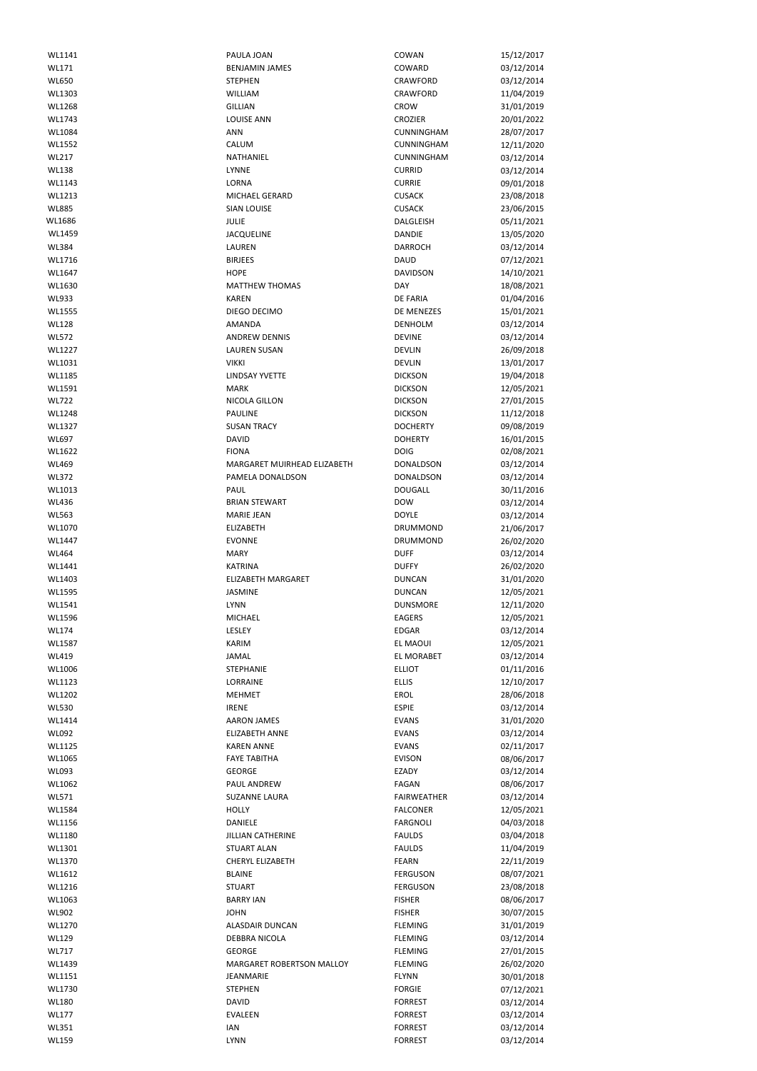| | | | |
|---|---|---|---|
| WL1141 | PAULA JOAN | COWAN | 15/12/2017 |
| WL171 | BENJAMIN JAMES | COWARD | 03/12/2014 |
| WL650 | STEPHEN | CRAWFORD | 03/12/2014 |
| WL1303 | WILLIAM | CRAWFORD | 11/04/2019 |
| WL1268 | GILLIAN | CROW | 31/01/2019 |
| WL1743 | LOUISE ANN | CROZIER | 20/01/2022 |
| WL1084 | ANN | CUNNINGHAM | 28/07/2017 |
| WL1552 | CALUM | CUNNINGHAM | 12/11/2020 |
| WL217 | NATHANIEL | CUNNINGHAM | 03/12/2014 |
| WL138 | LYNNE | CURRID | 03/12/2014 |
| WL1143 | LORNA | CURRIE | 09/01/2018 |
| WL1213 | MICHAEL GERARD | CUSACK | 23/08/2018 |
| WL885 | SIAN LOUISE | CUSACK | 23/06/2015 |
| WL1686 | JULIE | DALGLEISH | 05/11/2021 |
| WL1459 | JACQUELINE | DANDIE | 13/05/2020 |
| WL384 | LAUREN | DARROCH | 03/12/2014 |
| WL1716 | BIRJEES | DAUD | 07/12/2021 |
| WL1647 | HOPE | DAVIDSON | 14/10/2021 |
| WL1630 | MATTHEW THOMAS | DAY | 18/08/2021 |
| WL933 | KAREN | DE FARIA | 01/04/2016 |
| WL1555 | DIEGO DECIMO | DE MENEZES | 15/01/2021 |
| WL128 | AMANDA | DENHOLM | 03/12/2014 |
| WL572 | ANDREW DENNIS | DEVINE | 03/12/2014 |
| WL1227 | LAUREN SUSAN | DEVLIN | 26/09/2018 |
| WL1031 | VIKKI | DEVLIN | 13/01/2017 |
| WL1185 | LINDSAY YVETTE | DICKSON | 19/04/2018 |
| WL1591 | MARK | DICKSON | 12/05/2021 |
| WL722 | NICOLA GILLON | DICKSON | 27/01/2015 |
| WL1248 | PAULINE | DICKSON | 11/12/2018 |
| WL1327 | SUSAN TRACY | DOCHERTY | 09/08/2019 |
| WL697 | DAVID | DOHERTY | 16/01/2015 |
| WL1622 | FIONA | DOIG | 02/08/2021 |
| WL469 | MARGARET MUIRHEAD ELIZABETH | DONALDSON | 03/12/2014 |
| WL372 | PAMELA DONALDSON | DONALDSON | 03/12/2014 |
| WL1013 | PAUL | DOUGALL | 30/11/2016 |
| WL436 | BRIAN STEWART | DOW | 03/12/2014 |
| WL563 | MARIE JEAN | DOYLE | 03/12/2014 |
| WL1070 | ELIZABETH | DRUMMOND | 21/06/2017 |
| WL1447 | EVONNE | DRUMMOND | 26/02/2020 |
| WL464 | MARY | DUFF | 03/12/2014 |
| WL1441 | KATRINA | DUFFY | 26/02/2020 |
| WL1403 | ELIZABETH MARGARET | DUNCAN | 31/01/2020 |
| WL1595 | JASMINE | DUNCAN | 12/05/2021 |
| WL1541 | LYNN | DUNSMORE | 12/11/2020 |
| WL1596 | MICHAEL | EAGERS | 12/05/2021 |
| WL174 | LESLEY | EDGAR | 03/12/2014 |
| WL1587 | KARIM | EL MAOUI | 12/05/2021 |
| WL419 | JAMAL | EL MORABET | 03/12/2014 |
| WL1006 | STEPHANIE | ELLIOT | 01/11/2016 |
| WL1123 | LORRAINE | ELLIS | 12/10/2017 |
| WL1202 | MEHMET | EROL | 28/06/2018 |
| WL530 | IRENE | ESPIE | 03/12/2014 |
| WL1414 | AARON JAMES | EVANS | 31/01/2020 |
| WL092 | ELIZABETH ANNE | EVANS | 03/12/2014 |
| WL1125 | KAREN ANNE | EVANS | 02/11/2017 |
| WL1065 | FAYE TABITHA | EVISON | 08/06/2017 |
| WL093 | GEORGE | EZADY | 03/12/2014 |
| WL1062 | PAUL ANDREW | FAGAN | 08/06/2017 |
| WL571 | SUZANNE LAURA | FAIRWEATHER | 03/12/2014 |
| WL1584 | HOLLY | FALCONER | 12/05/2021 |
| WL1156 | DANIELE | FARGNOLI | 04/03/2018 |
| WL1180 | JILLIAN CATHERINE | FAULDS | 03/04/2018 |
| WL1301 | STUART ALAN | FAULDS | 11/04/2019 |
| WL1370 | CHERYL ELIZABETH | FEARN | 22/11/2019 |
| WL1612 | BLAINE | FERGUSON | 08/07/2021 |
| WL1216 | STUART | FERGUSON | 23/08/2018 |
| WL1063 | BARRY IAN | FISHER | 08/06/2017 |
| WL902 | JOHN | FISHER | 30/07/2015 |
| WL1270 | ALASDAIR DUNCAN | FLEMING | 31/01/2019 |
| WL129 | DEBBRA NICOLA | FLEMING | 03/12/2014 |
| WL717 | GEORGE | FLEMING | 27/01/2015 |
| WL1439 | MARGARET ROBERTSON MALLOY | FLEMING | 26/02/2020 |
| WL1151 | JEANMARIE | FLYNN | 30/01/2018 |
| WL1730 | STEPHEN | FORGIE | 07/12/2021 |
| WL180 | DAVID | FORREST | 03/12/2014 |
| WL177 | EVALEEN | FORREST | 03/12/2014 |
| WL351 | IAN | FORREST | 03/12/2014 |
| WL159 | LYNN | FORREST | 03/12/2014 |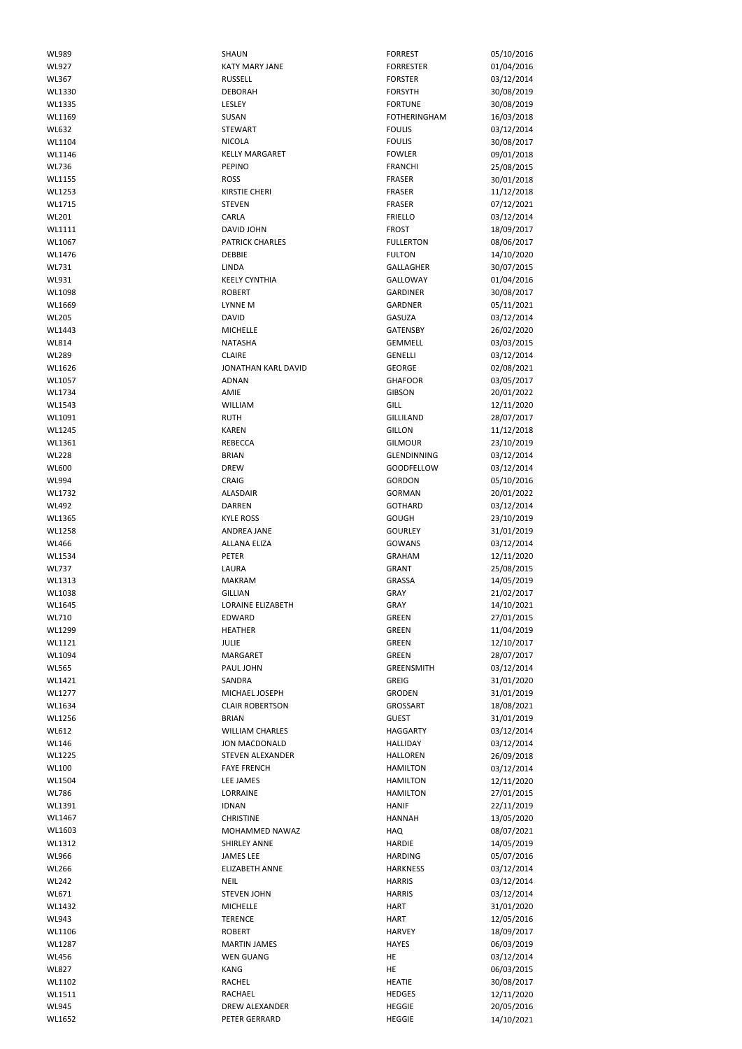| | | | |
|---|---|---|---|
| WL989 | SHAUN | FORREST | 05/10/2016 |
| WL927 | KATY MARY JANE | FORRESTER | 01/04/2016 |
| WL367 | RUSSELL | FORSTER | 03/12/2014 |
| WL1330 | DEBORAH | FORSYTH | 30/08/2019 |
| WL1335 | LESLEY | FORTUNE | 30/08/2019 |
| WL1169 | SUSAN | FOTHERINGHAM | 16/03/2018 |
| WL632 | STEWART | FOULIS | 03/12/2014 |
| WL1104 | NICOLA | FOULIS | 30/08/2017 |
| WL1146 | KELLY MARGARET | FOWLER | 09/01/2018 |
| WL736 | PEPINO | FRANCHI | 25/08/2015 |
| WL1155 | ROSS | FRASER | 30/01/2018 |
| WL1253 | KIRSTIE CHERI | FRASER | 11/12/2018 |
| WL1715 | STEVEN | FRASER | 07/12/2021 |
| WL201 | CARLA | FRIELLO | 03/12/2014 |
| WL1111 | DAVID JOHN | FROST | 18/09/2017 |
| WL1067 | PATRICK CHARLES | FULLERTON | 08/06/2017 |
| WL1476 | DEBBIE | FULTON | 14/10/2020 |
| WL731 | LINDA | GALLAGHER | 30/07/2015 |
| WL931 | KEELY CYNTHIA | GALLOWAY | 01/04/2016 |
| WL1098 | ROBERT | GARDINER | 30/08/2017 |
| WL1669 | LYNNE M | GARDNER | 05/11/2021 |
| WL205 | DAVID | GASUZA | 03/12/2014 |
| WL1443 | MICHELLE | GATENSBY | 26/02/2020 |
| WL814 | NATASHA | GEMMELL | 03/03/2015 |
| WL289 | CLAIRE | GENELLI | 03/12/2014 |
| WL1626 | JONATHAN KARL DAVID | GEORGE | 02/08/2021 |
| WL1057 | ADNAN | GHAFOOR | 03/05/2017 |
| WL1734 | AMIE | GIBSON | 20/01/2022 |
| WL1543 | WILLIAM | GILL | 12/11/2020 |
| WL1091 | RUTH | GILLILAND | 28/07/2017 |
| WL1245 | KAREN | GILLON | 11/12/2018 |
| WL1361 | REBECCA | GILMOUR | 23/10/2019 |
| WL228 | BRIAN | GLENDINNING | 03/12/2014 |
| WL600 | DREW | GOODFELLOW | 03/12/2014 |
| WL994 | CRAIG | GORDON | 05/10/2016 |
| WL1732 | ALASDAIR | GORMAN | 20/01/2022 |
| WL492 | DARREN | GOTHARD | 03/12/2014 |
| WL1365 | KYLE ROSS | GOUGH | 23/10/2019 |
| WL1258 | ANDREA JANE | GOURLEY | 31/01/2019 |
| WL466 | ALLANA ELIZA | GOWANS | 03/12/2014 |
| WL1534 | PETER | GRAHAM | 12/11/2020 |
| WL737 | LAURA | GRANT | 25/08/2015 |
| WL1313 | MAKRAM | GRASSA | 14/05/2019 |
| WL1038 | GILLIAN | GRAY | 21/02/2017 |
| WL1645 | LORAINE ELIZABETH | GRAY | 14/10/2021 |
| WL710 | EDWARD | GREEN | 27/01/2015 |
| WL1299 | HEATHER | GREEN | 11/04/2019 |
| WL1121 | JULIE | GREEN | 12/10/2017 |
| WL1094 | MARGARET | GREEN | 28/07/2017 |
| WL565 | PAUL JOHN | GREENSMITH | 03/12/2014 |
| WL1421 | SANDRA | GREIG | 31/01/2020 |
| WL1277 | MICHAEL JOSEPH | GRODEN | 31/01/2019 |
| WL1634 | CLAIR ROBERTSON | GROSSART | 18/08/2021 |
| WL1256 | BRIAN | GUEST | 31/01/2019 |
| WL612 | WILLIAM CHARLES | HAGGARTY | 03/12/2014 |
| WL146 | JON MACDONALD | HALLIDAY | 03/12/2014 |
| WL1225 | STEVEN ALEXANDER | HALLOREN | 26/09/2018 |
| WL100 | FAYE FRENCH | HAMILTON | 03/12/2014 |
| WL1504 | LEE JAMES | HAMILTON | 12/11/2020 |
| WL786 | LORRAINE | HAMILTON | 27/01/2015 |
| WL1391 | IDNAN | HANIF | 22/11/2019 |
| WL1467 | CHRISTINE | HANNAH | 13/05/2020 |
| WL1603 | MOHAMMED NAWAZ | HAQ | 08/07/2021 |
| WL1312 | SHIRLEY ANNE | HARDIE | 14/05/2019 |
| WL966 | JAMES LEE | HARDING | 05/07/2016 |
| WL266 | ELIZABETH ANNE | HARKNESS | 03/12/2014 |
| WL242 | NEIL | HARRIS | 03/12/2014 |
| WL671 | STEVEN JOHN | HARRIS | 03/12/2014 |
| WL1432 | MICHELLE | HART | 31/01/2020 |
| WL943 | TERENCE | HART | 12/05/2016 |
| WL1106 | ROBERT | HARVEY | 18/09/2017 |
| WL1287 | MARTIN JAMES | HAYES | 06/03/2019 |
| WL456 | WEN GUANG | HE | 03/12/2014 |
| WL827 | KANG | HE | 06/03/2015 |
| WL1102 | RACHEL | HEATIE | 30/08/2017 |
| WL1511 | RACHAEL | HEDGES | 12/11/2020 |
| WL945 | DREW ALEXANDER | HEGGIE | 20/05/2016 |
| WL1652 | PETER GERRARD | HEGGIE | 14/10/2021 |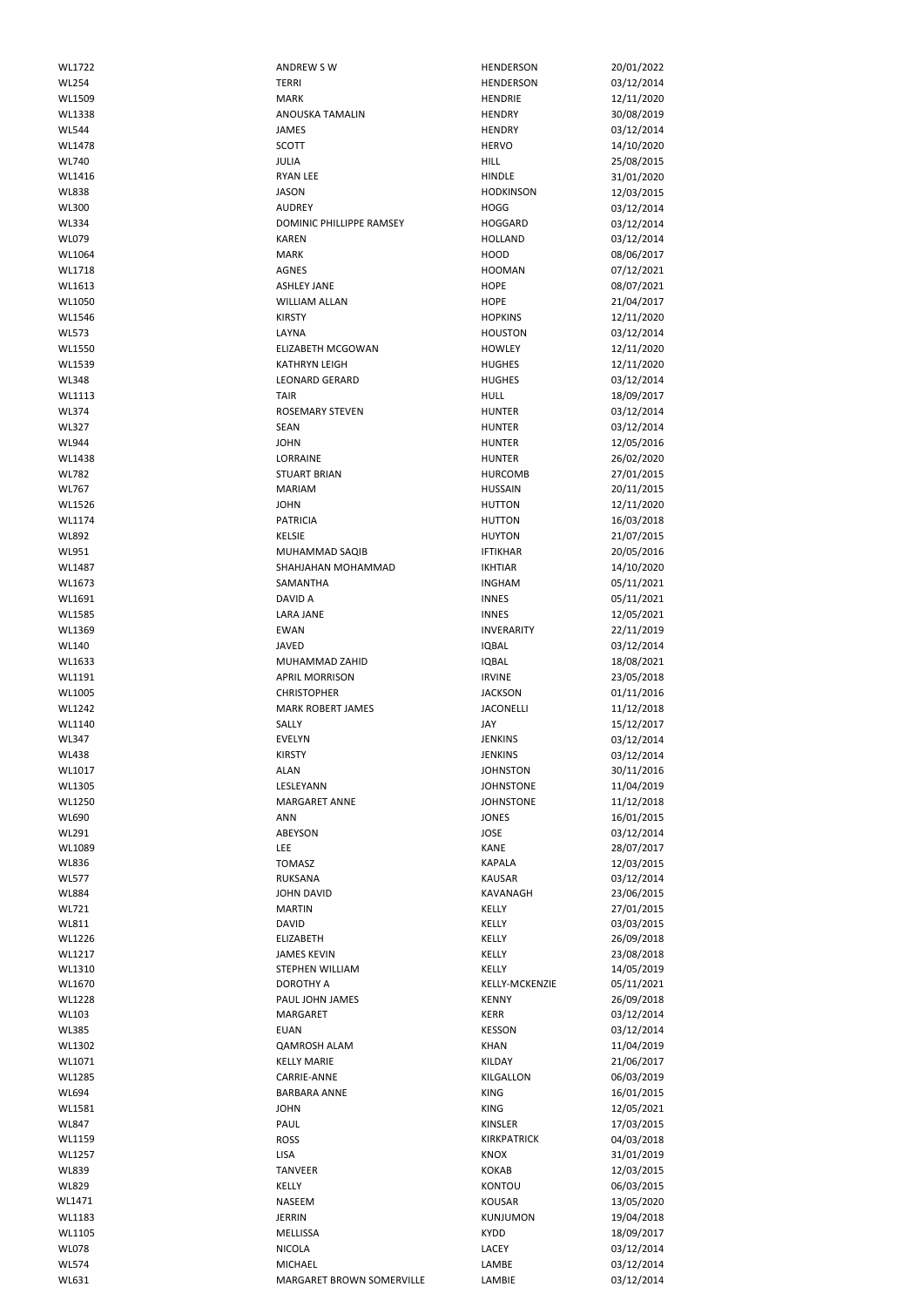| | | | |
|---|---|---|---|
| WL1722 | ANDREW S W | HENDERSON | 20/01/2022 |
| WL254 | TERRI | HENDERSON | 03/12/2014 |
| WL1509 | MARK | HENDRIE | 12/11/2020 |
| WL1338 | ANOUSKA TAMALIN | HENDRY | 30/08/2019 |
| WL544 | JAMES | HENDRY | 03/12/2014 |
| WL1478 | SCOTT | HERVO | 14/10/2020 |
| WL740 | JULIA | HILL | 25/08/2015 |
| WL1416 | RYAN LEE | HINDLE | 31/01/2020 |
| WL838 | JASON | HODKINSON | 12/03/2015 |
| WL300 | AUDREY | HOGG | 03/12/2014 |
| WL334 | DOMINIC PHILLIPPE RAMSEY | HOGGARD | 03/12/2014 |
| WL079 | KAREN | HOLLAND | 03/12/2014 |
| WL1064 | MARK | HOOD | 08/06/2017 |
| WL1718 | AGNES | HOOMAN | 07/12/2021 |
| WL1613 | ASHLEY JANE | HOPE | 08/07/2021 |
| WL1050 | WILLIAM ALLAN | HOPE | 21/04/2017 |
| WL1546 | KIRSTY | HOPKINS | 12/11/2020 |
| WL573 | LAYNA | HOUSTON | 03/12/2014 |
| WL1550 | ELIZABETH MCGOWAN | HOWLEY | 12/11/2020 |
| WL1539 | KATHRYN LEIGH | HUGHES | 12/11/2020 |
| WL348 | LEONARD GERARD | HUGHES | 03/12/2014 |
| WL1113 | TAIR | HULL | 18/09/2017 |
| WL374 | ROSEMARY STEVEN | HUNTER | 03/12/2014 |
| WL327 | SEAN | HUNTER | 03/12/2014 |
| WL944 | JOHN | HUNTER | 12/05/2016 |
| WL1438 | LORRAINE | HUNTER | 26/02/2020 |
| WL782 | STUART BRIAN | HURCOMB | 27/01/2015 |
| WL767 | MARIAM | HUSSAIN | 20/11/2015 |
| WL1526 | JOHN | HUTTON | 12/11/2020 |
| WL1174 | PATRICIA | HUTTON | 16/03/2018 |
| WL892 | KELSIE | HUYTON | 21/07/2015 |
| WL951 | MUHAMMAD SAQIB | IFTIKHAR | 20/05/2016 |
| WL1487 | SHAHJAHAN MOHAMMAD | IKHTIAR | 14/10/2020 |
| WL1673 | SAMANTHA | INGHAM | 05/11/2021 |
| WL1691 | DAVID A | INNES | 05/11/2021 |
| WL1585 | LARA JANE | INNES | 12/05/2021 |
| WL1369 | EWAN | INVERARITY | 22/11/2019 |
| WL140 | JAVED | IQBAL | 03/12/2014 |
| WL1633 | MUHAMMAD ZAHID | IQBAL | 18/08/2021 |
| WL1191 | APRIL MORRISON | IRVINE | 23/05/2018 |
| WL1005 | CHRISTOPHER | JACKSON | 01/11/2016 |
| WL1242 | MARK ROBERT JAMES | JACONELLI | 11/12/2018 |
| WL1140 | SALLY | JAY | 15/12/2017 |
| WL347 | EVELYN | JENKINS | 03/12/2014 |
| WL438 | KIRSTY | JENKINS | 03/12/2014 |
| WL1017 | ALAN | JOHNSTON | 30/11/2016 |
| WL1305 | LESLEYANN | JOHNSTONE | 11/04/2019 |
| WL1250 | MARGARET ANNE | JOHNSTONE | 11/12/2018 |
| WL690 | ANN | JONES | 16/01/2015 |
| WL291 | ABEYSON | JOSE | 03/12/2014 |
| WL1089 | LEE | KANE | 28/07/2017 |
| WL836 | TOMASZ | KAPALA | 12/03/2015 |
| WL577 | RUKSANA | KAUSAR | 03/12/2014 |
| WL884 | JOHN DAVID | KAVANAGH | 23/06/2015 |
| WL721 | MARTIN | KELLY | 27/01/2015 |
| WL811 | DAVID | KELLY | 03/03/2015 |
| WL1226 | ELIZABETH | KELLY | 26/09/2018 |
| WL1217 | JAMES KEVIN | KELLY | 23/08/2018 |
| WL1310 | STEPHEN WILLIAM | KELLY | 14/05/2019 |
| WL1670 | DOROTHY A | KELLY-MCKENZIE | 05/11/2021 |
| WL1228 | PAUL JOHN JAMES | KENNY | 26/09/2018 |
| WL103 | MARGARET | KERR | 03/12/2014 |
| WL385 | EUAN | KESSON | 03/12/2014 |
| WL1302 | QAMROSH ALAM | KHAN | 11/04/2019 |
| WL1071 | KELLY MARIE | KILDAY | 21/06/2017 |
| WL1285 | CARRIE-ANNE | KILGALLON | 06/03/2019 |
| WL694 | BARBARA ANNE | KING | 16/01/2015 |
| WL1581 | JOHN | KING | 12/05/2021 |
| WL847 | PAUL | KINSLER | 17/03/2015 |
| WL1159 | ROSS | KIRKPATRICK | 04/03/2018 |
| WL1257 | LISA | KNOX | 31/01/2019 |
| WL839 | TANVEER | KOKAB | 12/03/2015 |
| WL829 | KELLY | KONTOU | 06/03/2015 |
| WL1471 | NASEEM | KOUSAR | 13/05/2020 |
| WL1183 | JERRIN | KUNJUMON | 19/04/2018 |
| WL1105 | MELLISSA | KYDD | 18/09/2017 |
| WL078 | NICOLA | LACEY | 03/12/2014 |
| WL574 | MICHAEL | LAMBE | 03/12/2014 |
| WL631 | MARGARET BROWN SOMERVILLE | LAMBIE | 03/12/2014 |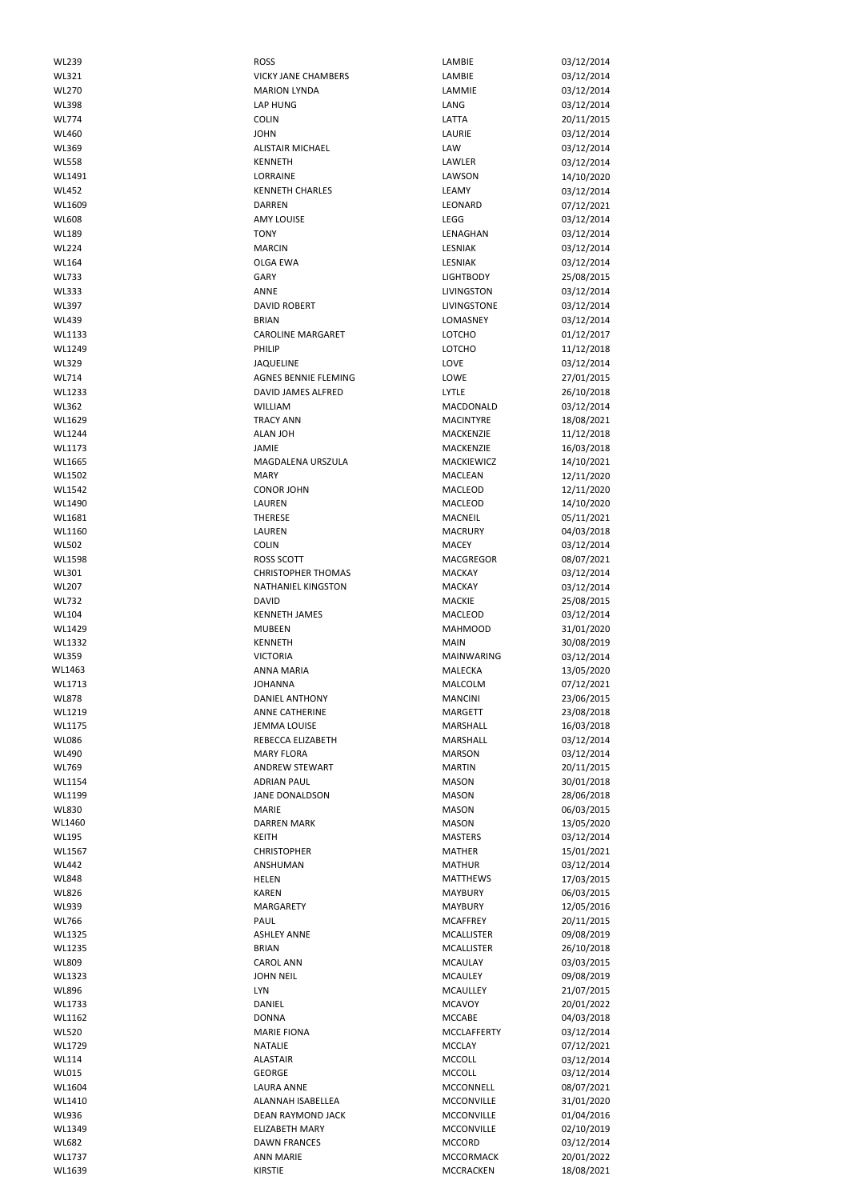| | | | |
|---|---|---|---|
| WL239 | ROSS | LAMBIE | 03/12/2014 |
| WL321 | VICKY JANE CHAMBERS | LAMBIE | 03/12/2014 |
| WL270 | MARION LYNDA | LAMMIE | 03/12/2014 |
| WL398 | LAP HUNG | LANG | 03/12/2014 |
| WL774 | COLIN | LATTA | 20/11/2015 |
| WL460 | JOHN | LAURIE | 03/12/2014 |
| WL369 | ALISTAIR MICHAEL | LAW | 03/12/2014 |
| WL558 | KENNETH | LAWLER | 03/12/2014 |
| WL1491 | LORRAINE | LAWSON | 14/10/2020 |
| WL452 | KENNETH CHARLES | LEAMY | 03/12/2014 |
| WL1609 | DARREN | LEONARD | 07/12/2021 |
| WL608 | AMY LOUISE | LEGG | 03/12/2014 |
| WL189 | TONY | LENAGHAN | 03/12/2014 |
| WL224 | MARCIN | LESNIAK | 03/12/2014 |
| WL164 | OLGA EWA | LESNIAK | 03/12/2014 |
| WL733 | GARY | LIGHTBODY | 25/08/2015 |
| WL333 | ANNE | LIVINGSTON | 03/12/2014 |
| WL397 | DAVID ROBERT | LIVINGSTONE | 03/12/2014 |
| WL439 | BRIAN | LOMASNEY | 03/12/2014 |
| WL1133 | CAROLINE MARGARET | LOTCHO | 01/12/2017 |
| WL1249 | PHILIP | LOTCHO | 11/12/2018 |
| WL329 | JAQUELINE | LOVE | 03/12/2014 |
| WL714 | AGNES BENNIE FLEMING | LOWE | 27/01/2015 |
| WL1233 | DAVID JAMES ALFRED | LYTLE | 26/10/2018 |
| WL362 | WILLIAM | MACDONALD | 03/12/2014 |
| WL1629 | TRACY ANN | MACINTYRE | 18/08/2021 |
| WL1244 | ALAN JOH | MACKENZIE | 11/12/2018 |
| WL1173 | JAMIE | MACKENZIE | 16/03/2018 |
| WL1665 | MAGDALENA URSZULA | MACKIEWICZ | 14/10/2021 |
| WL1502 | MARY | MACLEAN | 12/11/2020 |
| WL1542 | CONOR JOHN | MACLEOD | 12/11/2020 |
| WL1490 | LAUREN | MACLEOD | 14/10/2020 |
| WL1681 | THERESE | MACNEIL | 05/11/2021 |
| WL1160 | LAUREN | MACRURY | 04/03/2018 |
| WL502 | COLIN | MACEY | 03/12/2014 |
| WL1598 | ROSS SCOTT | MACGREGOR | 08/07/2021 |
| WL301 | CHRISTOPHER THOMAS | MACKAY | 03/12/2014 |
| WL207 | NATHANIEL KINGSTON | MACKAY | 03/12/2014 |
| WL732 | DAVID | MACKIE | 25/08/2015 |
| WL104 | KENNETH JAMES | MACLEOD | 03/12/2014 |
| WL1429 | MUBEEN | MAHMOOD | 31/01/2020 |
| WL1332 | KENNETH | MAIN | 30/08/2019 |
| WL359 | VICTORIA | MAINWARING | 03/12/2014 |
| WL1463 | ANNA MARIA | MALECKA | 13/05/2020 |
| WL1713 | JOHANNA | MALCOLM | 07/12/2021 |
| WL878 | DANIEL ANTHONY | MANCINI | 23/06/2015 |
| WL1219 | ANNE CATHERINE | MARGETT | 23/08/2018 |
| WL1175 | JEMMA LOUISE | MARSHALL | 16/03/2018 |
| WL086 | REBECCA ELIZABETH | MARSHALL | 03/12/2014 |
| WL490 | MARY FLORA | MARSON | 03/12/2014 |
| WL769 | ANDREW STEWART | MARTIN | 20/11/2015 |
| WL1154 | ADRIAN PAUL | MASON | 30/01/2018 |
| WL1199 | JANE DONALDSON | MASON | 28/06/2018 |
| WL830 | MARIE | MASON | 06/03/2015 |
| WL1460 | DARREN MARK | MASON | 13/05/2020 |
| WL195 | KEITH | MASTERS | 03/12/2014 |
| WL1567 | CHRISTOPHER | MATHER | 15/01/2021 |
| WL442 | ANSHUMAN | MATHUR | 03/12/2014 |
| WL848 | HELEN | MATTHEWS | 17/03/2015 |
| WL826 | KAREN | MAYBURY | 06/03/2015 |
| WL939 | MARGARETY | MAYBURY | 12/05/2016 |
| WL766 | PAUL | MCAFFREY | 20/11/2015 |
| WL1325 | ASHLEY ANNE | MCALLISTER | 09/08/2019 |
| WL1235 | BRIAN | MCALLISTER | 26/10/2018 |
| WL809 | CAROL ANN | MCAULAY | 03/03/2015 |
| WL1323 | JOHN NEIL | MCAULEY | 09/08/2019 |
| WL896 | LYN | MCAULLEY | 21/07/2015 |
| WL1733 | DANIEL | MCAVOY | 20/01/2022 |
| WL1162 | DONNA | MCCABE | 04/03/2018 |
| WL520 | MARIE FIONA | MCCLAFFERTY | 03/12/2014 |
| WL1729 | NATALIE | MCCLAY | 07/12/2021 |
| WL114 | ALASTAIR | MCCOLL | 03/12/2014 |
| WL015 | GEORGE | MCCOLL | 03/12/2014 |
| WL1604 | LAURA ANNE | MCCONNELL | 08/07/2021 |
| WL1410 | ALANNAH ISABELLEA | MCCONVILLE | 31/01/2020 |
| WL936 | DEAN RAYMOND JACK | MCCONVILLE | 01/04/2016 |
| WL1349 | ELIZABETH MARY | MCCONVILLE | 02/10/2019 |
| WL682 | DAWN FRANCES | MCCORD | 03/12/2014 |
| WL1737 | ANN MARIE | MCCORMACK | 20/01/2022 |
| WL1639 | KIRSTIE | MCCRACKEN | 18/08/2021 |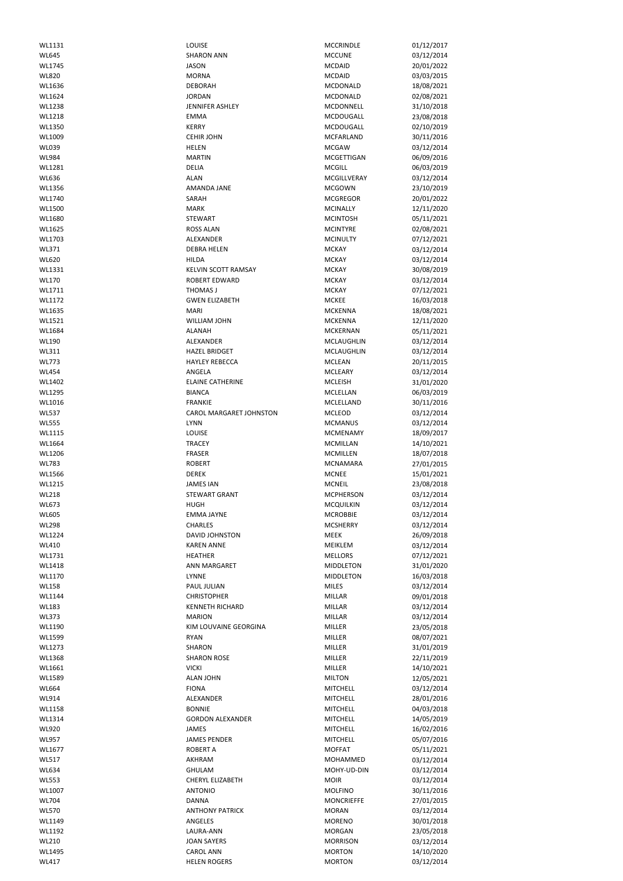| | | | |
|---|---|---|---|
| WL1131 | LOUISE | MCCRINDLE | 01/12/2017 |
| WL645 | SHARON ANN | MCCUNE | 03/12/2014 |
| WL1745 | JASON | MCDAID | 20/01/2022 |
| WL820 | MORNA | MCDAID | 03/03/2015 |
| WL1636 | DEBORAH | MCDONALD | 18/08/2021 |
| WL1624 | JORDAN | MCDONALD | 02/08/2021 |
| WL1238 | JENNIFER ASHLEY | MCDONNELL | 31/10/2018 |
| WL1218 | EMMA | MCDOUGALL | 23/08/2018 |
| WL1350 | KERRY | MCDOUGALL | 02/10/2019 |
| WL1009 | CEHIR JOHN | MCFARLAND | 30/11/2016 |
| WL039 | HELEN | MCGAW | 03/12/2014 |
| WL984 | MARTIN | MCGETTIGAN | 06/09/2016 |
| WL1281 | DELIA | MCGILL | 06/03/2019 |
| WL636 | ALAN | MCGILLVERAY | 03/12/2014 |
| WL1356 | AMANDA JANE | MCGOWN | 23/10/2019 |
| WL1740 | SARAH | MCGREGOR | 20/01/2022 |
| WL1500 | MARK | MCINALLY | 12/11/2020 |
| WL1680 | STEWART | MCINTOSH | 05/11/2021 |
| WL1625 | ROSS ALAN | MCINTYRE | 02/08/2021 |
| WL1703 | ALEXANDER | MCINULTY | 07/12/2021 |
| WL371 | DEBRA HELEN | MCKAY | 03/12/2014 |
| WL620 | HILDA | MCKAY | 03/12/2014 |
| WL1331 | KELVIN SCOTT RAMSAY | MCKAY | 30/08/2019 |
| WL170 | ROBERT EDWARD | MCKAY | 03/12/2014 |
| WL1711 | THOMAS J | MCKAY | 07/12/2021 |
| WL1172 | GWEN ELIZABETH | MCKEE | 16/03/2018 |
| WL1635 | MARI | MCKENNA | 18/08/2021 |
| WL1521 | WILLIAM JOHN | MCKENNA | 12/11/2020 |
| WL1684 | ALANAH | MCKERNAN | 05/11/2021 |
| WL190 | ALEXANDER | MCLAUGHLIN | 03/12/2014 |
| WL311 | HAZEL BRIDGET | MCLAUGHLIN | 03/12/2014 |
| WL773 | HAYLEY REBECCA | MCLEAN | 20/11/2015 |
| WL454 | ANGELA | MCLEARY | 03/12/2014 |
| WL1402 | ELAINE CATHERINE | MCLEISH | 31/01/2020 |
| WL1295 | BIANCA | MCLELLAN | 06/03/2019 |
| WL1016 | FRANKIE | MCLELLAND | 30/11/2016 |
| WL537 | CAROL MARGARET JOHNSTON | MCLEOD | 03/12/2014 |
| WL555 | LYNN | MCMANUS | 03/12/2014 |
| WL1115 | LOUISE | MCMENAMY | 18/09/2017 |
| WL1664 | TRACEY | MCMILLAN | 14/10/2021 |
| WL1206 | FRASER | MCMILLEN | 18/07/2018 |
| WL783 | ROBERT | MCNAMARA | 27/01/2015 |
| WL1566 | DEREK | MCNEE | 15/01/2021 |
| WL1215 | JAMES IAN | MCNEIL | 23/08/2018 |
| WL218 | STEWART GRANT | MCPHERSON | 03/12/2014 |
| WL673 | HUGH | MCQUILKIN | 03/12/2014 |
| WL605 | EMMA JAYNE | MCROBBIE | 03/12/2014 |
| WL298 | CHARLES | MCSHERRY | 03/12/2014 |
| WL1224 | DAVID JOHNSTON | MEEK | 26/09/2018 |
| WL410 | KAREN ANNE | MEIKLEM | 03/12/2014 |
| WL1731 | HEATHER | MELLORS | 07/12/2021 |
| WL1418 | ANN MARGARET | MIDDLETON | 31/01/2020 |
| WL1170 | LYNNE | MIDDLETON | 16/03/2018 |
| WL158 | PAUL JULIAN | MILES | 03/12/2014 |
| WL1144 | CHRISTOPHER | MILLAR | 09/01/2018 |
| WL183 | KENNETH RICHARD | MILLAR | 03/12/2014 |
| WL373 | MARION | MILLAR | 03/12/2014 |
| WL1190 | KIM LOUVAINE GEORGINA | MILLER | 23/05/2018 |
| WL1599 | RYAN | MILLER | 08/07/2021 |
| WL1273 | SHARON | MILLER | 31/01/2019 |
| WL1368 | SHARON ROSE | MILLER | 22/11/2019 |
| WL1661 | VICKI | MILLER | 14/10/2021 |
| WL1589 | ALAN JOHN | MILTON | 12/05/2021 |
| WL664 | FIONA | MITCHELL | 03/12/2014 |
| WL914 | ALEXANDER | MITCHELL | 28/01/2016 |
| WL1158 | BONNIE | MITCHELL | 04/03/2018 |
| WL1314 | GORDON ALEXANDER | MITCHELL | 14/05/2019 |
| WL920 | JAMES | MITCHELL | 16/02/2016 |
| WL957 | JAMES PENDER | MITCHELL | 05/07/2016 |
| WL1677 | ROBERT A | MOFFAT | 05/11/2021 |
| WL517 | AKHRAM | MOHAMMED | 03/12/2014 |
| WL634 | GHULAM | MOHY-UD-DIN | 03/12/2014 |
| WL553 | CHERYL ELIZABETH | MOIR | 03/12/2014 |
| WL1007 | ANTONIO | MOLFINO | 30/11/2016 |
| WL704 | DANNA | MONCRIEFFE | 27/01/2015 |
| WL570 | ANTHONY PATRICK | MORAN | 03/12/2014 |
| WL1149 | ANGELES | MORENO | 30/01/2018 |
| WL1192 | LAURA-ANN | MORGAN | 23/05/2018 |
| WL210 | JOAN SAYERS | MORRISON | 03/12/2014 |
| WL1495 | CAROL ANN | MORTON | 14/10/2020 |
| WL417 | HELEN ROGERS | MORTON | 03/12/2014 |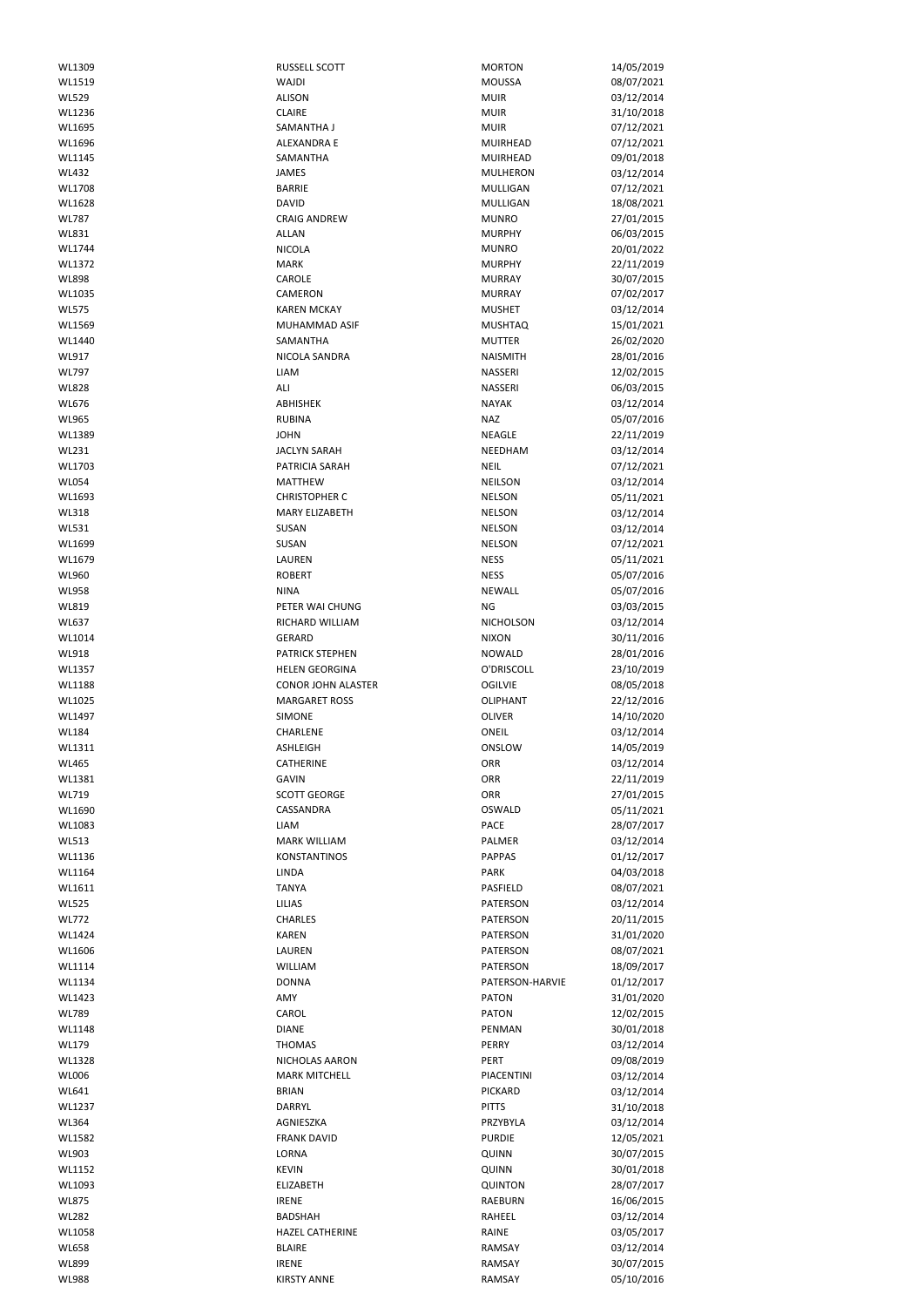| | | | |
|---|---|---|---|
| WL1309 | RUSSELL SCOTT | MORTON | 14/05/2019 |
| WL1519 | WAJDI | MOUSSA | 08/07/2021 |
| WL529 | ALISON | MUIR | 03/12/2014 |
| WL1236 | CLAIRE | MUIR | 31/10/2018 |
| WL1695 | SAMANTHA J | MUIR | 07/12/2021 |
| WL1696 | ALEXANDRA E | MUIRHEAD | 07/12/2021 |
| WL1145 | SAMANTHA | MUIRHEAD | 09/01/2018 |
| WL432 | JAMES | MULHERON | 03/12/2014 |
| WL1708 | BARRIE | MULLIGAN | 07/12/2021 |
| WL1628 | DAVID | MULLIGAN | 18/08/2021 |
| WL787 | CRAIG ANDREW | MUNRO | 27/01/2015 |
| WL831 | ALLAN | MURPHY | 06/03/2015 |
| WL1744 | NICOLA | MUNRO | 20/01/2022 |
| WL1372 | MARK | MURPHY | 22/11/2019 |
| WL898 | CAROLE | MURRAY | 30/07/2015 |
| WL1035 | CAMERON | MURRAY | 07/02/2017 |
| WL575 | KAREN MCKAY | MUSHET | 03/12/2014 |
| WL1569 | MUHAMMAD ASIF | MUSHTAQ | 15/01/2021 |
| WL1440 | SAMANTHA | MUTTER | 26/02/2020 |
| WL917 | NICOLA SANDRA | NAISMITH | 28/01/2016 |
| WL797 | LIAM | NASSERI | 12/02/2015 |
| WL828 | ALI | NASSERI | 06/03/2015 |
| WL676 | ABHISHEK | NAYAK | 03/12/2014 |
| WL965 | RUBINA | NAZ | 05/07/2016 |
| WL1389 | JOHN | NEAGLE | 22/11/2019 |
| WL231 | JACLYN SARAH | NEEDHAM | 03/12/2014 |
| WL1703 | PATRICIA SARAH | NEIL | 07/12/2021 |
| WL054 | MATTHEW | NEILSON | 03/12/2014 |
| WL1693 | CHRISTOPHER C | NELSON | 05/11/2021 |
| WL318 | MARY ELIZABETH | NELSON | 03/12/2014 |
| WL531 | SUSAN | NELSON | 03/12/2014 |
| WL1699 | SUSAN | NELSON | 07/12/2021 |
| WL1679 | LAUREN | NESS | 05/11/2021 |
| WL960 | ROBERT | NESS | 05/07/2016 |
| WL958 | NINA | NEWALL | 05/07/2016 |
| WL819 | PETER WAI CHUNG | NG | 03/03/2015 |
| WL637 | RICHARD WILLIAM | NICHOLSON | 03/12/2014 |
| WL1014 | GERARD | NIXON | 30/11/2016 |
| WL918 | PATRICK STEPHEN | NOWALD | 28/01/2016 |
| WL1357 | HELEN GEORGINA | O'DRISCOLL | 23/10/2019 |
| WL1188 | CONOR JOHN ALASTER | OGILVIE | 08/05/2018 |
| WL1025 | MARGARET ROSS | OLIPHANT | 22/12/2016 |
| WL1497 | SIMONE | OLIVER | 14/10/2020 |
| WL184 | CHARLENE | ONEIL | 03/12/2014 |
| WL1311 | ASHLEIGH | ONSLOW | 14/05/2019 |
| WL465 | CATHERINE | ORR | 03/12/2014 |
| WL1381 | GAVIN | ORR | 22/11/2019 |
| WL719 | SCOTT GEORGE | ORR | 27/01/2015 |
| WL1690 | CASSANDRA | OSWALD | 05/11/2021 |
| WL1083 | LIAM | PACE | 28/07/2017 |
| WL513 | MARK WILLIAM | PALMER | 03/12/2014 |
| WL1136 | KONSTANTINOS | PAPPAS | 01/12/2017 |
| WL1164 | LINDA | PARK | 04/03/2018 |
| WL1611 | TANYA | PASFIELD | 08/07/2021 |
| WL525 | LILIAS | PATERSON | 03/12/2014 |
| WL772 | CHARLES | PATERSON | 20/11/2015 |
| WL1424 | KAREN | PATERSON | 31/01/2020 |
| WL1606 | LAUREN | PATERSON | 08/07/2021 |
| WL1114 | WILLIAM | PATERSON | 18/09/2017 |
| WL1134 | DONNA | PATERSON-HARVIE | 01/12/2017 |
| WL1423 | AMY | PATON | 31/01/2020 |
| WL789 | CAROL | PATON | 12/02/2015 |
| WL1148 | DIANE | PENMAN | 30/01/2018 |
| WL179 | THOMAS | PERRY | 03/12/2014 |
| WL1328 | NICHOLAS AARON | PERT | 09/08/2019 |
| WL006 | MARK MITCHELL | PIACENTINI | 03/12/2014 |
| WL641 | BRIAN | PICKARD | 03/12/2014 |
| WL1237 | DARRYL | PITTS | 31/10/2018 |
| WL364 | AGNIESZKA | PRZYBYLA | 03/12/2014 |
| WL1582 | FRANK DAVID | PURDIE | 12/05/2021 |
| WL903 | LORNA | QUINN | 30/07/2015 |
| WL1152 | KEVIN | QUINN | 30/01/2018 |
| WL1093 | ELIZABETH | QUINTON | 28/07/2017 |
| WL875 | IRENE | RAEBURN | 16/06/2015 |
| WL282 | BADSHAH | RAHEEL | 03/12/2014 |
| WL1058 | HAZEL CATHERINE | RAINE | 03/05/2017 |
| WL658 | BLAIRE | RAMSAY | 03/12/2014 |
| WL899 | IRENE | RAMSAY | 30/07/2015 |
| WL988 | KIRSTY ANNE | RAMSAY | 05/10/2016 |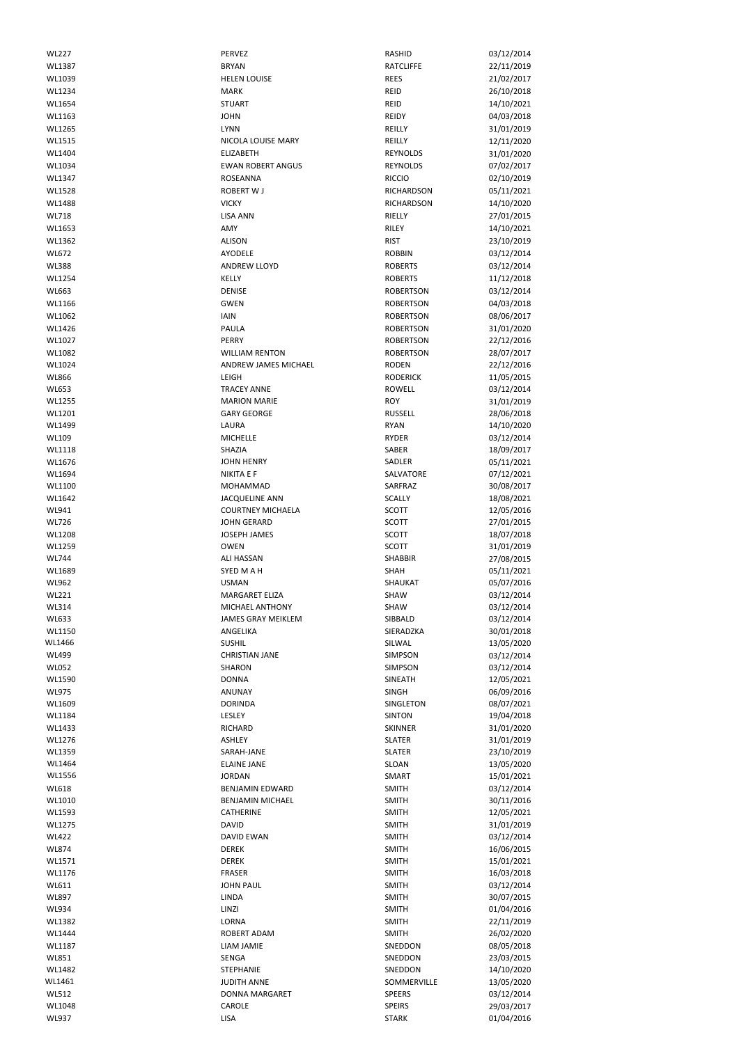| | | | |
|---|---|---|---|
| WL227 | PERVEZ | RASHID | 03/12/2014 |
| WL1387 | BRYAN | RATCLIFFE | 22/11/2019 |
| WL1039 | HELEN LOUISE | REES | 21/02/2017 |
| WL1234 | MARK | REID | 26/10/2018 |
| WL1654 | STUART | REID | 14/10/2021 |
| WL1163 | JOHN | REIDY | 04/03/2018 |
| WL1265 | LYNN | REILLY | 31/01/2019 |
| WL1515 | NICOLA LOUISE MARY | REILLY | 12/11/2020 |
| WL1404 | ELIZABETH | REYNOLDS | 31/01/2020 |
| WL1034 | EWAN ROBERT ANGUS | REYNOLDS | 07/02/2017 |
| WL1347 | ROSEANNA | RICCIO | 02/10/2019 |
| WL1528 | ROBERT W J | RICHARDSON | 05/11/2021 |
| WL1488 | VICKY | RICHARDSON | 14/10/2020 |
| WL718 | LISA ANN | RIELLY | 27/01/2015 |
| WL1653 | AMY | RILEY | 14/10/2021 |
| WL1362 | ALISON | RIST | 23/10/2019 |
| WL672 | AYODELE | ROBBIN | 03/12/2014 |
| WL388 | ANDREW LLOYD | ROBERTS | 03/12/2014 |
| WL1254 | KELLY | ROBERTS | 11/12/2018 |
| WL663 | DENISE | ROBERTSON | 03/12/2014 |
| WL1166 | GWEN | ROBERTSON | 04/03/2018 |
| WL1062 | IAIN | ROBERTSON | 08/06/2017 |
| WL1426 | PAULA | ROBERTSON | 31/01/2020 |
| WL1027 | PERRY | ROBERTSON | 22/12/2016 |
| WL1082 | WILLIAM RENTON | ROBERTSON | 28/07/2017 |
| WL1024 | ANDREW JAMES MICHAEL | RODEN | 22/12/2016 |
| WL866 | LEIGH | RODERICK | 11/05/2015 |
| WL653 | TRACEY ANNE | ROWELL | 03/12/2014 |
| WL1255 | MARION MARIE | ROY | 31/01/2019 |
| WL1201 | GARY GEORGE | RUSSELL | 28/06/2018 |
| WL1499 | LAURA | RYAN | 14/10/2020 |
| WL109 | MICHELLE | RYDER | 03/12/2014 |
| WL1118 | SHAZIA | SABER | 18/09/2017 |
| WL1676 | JOHN HENRY | SADLER | 05/11/2021 |
| WL1694 | NIKITA E F | SALVATORE | 07/12/2021 |
| WL1100 | MOHAMMAD | SARFRAZ | 30/08/2017 |
| WL1642 | JACQUELINE ANN | SCALLY | 18/08/2021 |
| WL941 | COURTNEY MICHAELA | SCOTT | 12/05/2016 |
| WL726 | JOHN GERARD | SCOTT | 27/01/2015 |
| WL1208 | JOSEPH JAMES | SCOTT | 18/07/2018 |
| WL1259 | OWEN | SCOTT | 31/01/2019 |
| WL744 | ALI HASSAN | SHABBIR | 27/08/2015 |
| WL1689 | SYED M A H | SHAH | 05/11/2021 |
| WL962 | USMAN | SHAUKAT | 05/07/2016 |
| WL221 | MARGARET ELIZA | SHAW | 03/12/2014 |
| WL314 | MICHAEL ANTHONY | SHAW | 03/12/2014 |
| WL633 | JAMES GRAY MEIKLEM | SIBBALD | 03/12/2014 |
| WL1150 | ANGELIKA | SIERADZKA | 30/01/2018 |
| WL1466 | SUSHIL | SILWAL | 13/05/2020 |
| WL499 | CHRISTIAN JANE | SIMPSON | 03/12/2014 |
| WL052 | SHARON | SIMPSON | 03/12/2014 |
| WL1590 | DONNA | SINEATH | 12/05/2021 |
| WL975 | ANUNAY | SINGH | 06/09/2016 |
| WL1609 | DORINDA | SINGLETON | 08/07/2021 |
| WL1184 | LESLEY | SINTON | 19/04/2018 |
| WL1433 | RICHARD | SKINNER | 31/01/2020 |
| WL1276 | ASHLEY | SLATER | 31/01/2019 |
| WL1359 | SARAH-JANE | SLATER | 23/10/2019 |
| WL1464 | ELAINE JANE | SLOAN | 13/05/2020 |
| WL1556 | JORDAN | SMART | 15/01/2021 |
| WL618 | BENJAMIN EDWARD | SMITH | 03/12/2014 |
| WL1010 | BENJAMIN MICHAEL | SMITH | 30/11/2016 |
| WL1593 | CATHERINE | SMITH | 12/05/2021 |
| WL1275 | DAVID | SMITH | 31/01/2019 |
| WL422 | DAVID EWAN | SMITH | 03/12/2014 |
| WL874 | DEREK | SMITH | 16/06/2015 |
| WL1571 | DEREK | SMITH | 15/01/2021 |
| WL1176 | FRASER | SMITH | 16/03/2018 |
| WL611 | JOHN PAUL | SMITH | 03/12/2014 |
| WL897 | LINDA | SMITH | 30/07/2015 |
| WL934 | LINZI | SMITH | 01/04/2016 |
| WL1382 | LORNA | SMITH | 22/11/2019 |
| WL1444 | ROBERT ADAM | SMITH | 26/02/2020 |
| WL1187 | LIAM JAMIE | SNEDDON | 08/05/2018 |
| WL851 | SENGA | SNEDDON | 23/03/2015 |
| WL1482 | STEPHANIE | SNEDDON | 14/10/2020 |
| WL1461 | JUDITH ANNE | SOMMERVILLE | 13/05/2020 |
| WL512 | DONNA MARGARET | SPEERS | 03/12/2014 |
| WL1048 | CAROLE | SPEIRS | 29/03/2017 |
| WL937 | LISA | STARK | 01/04/2016 |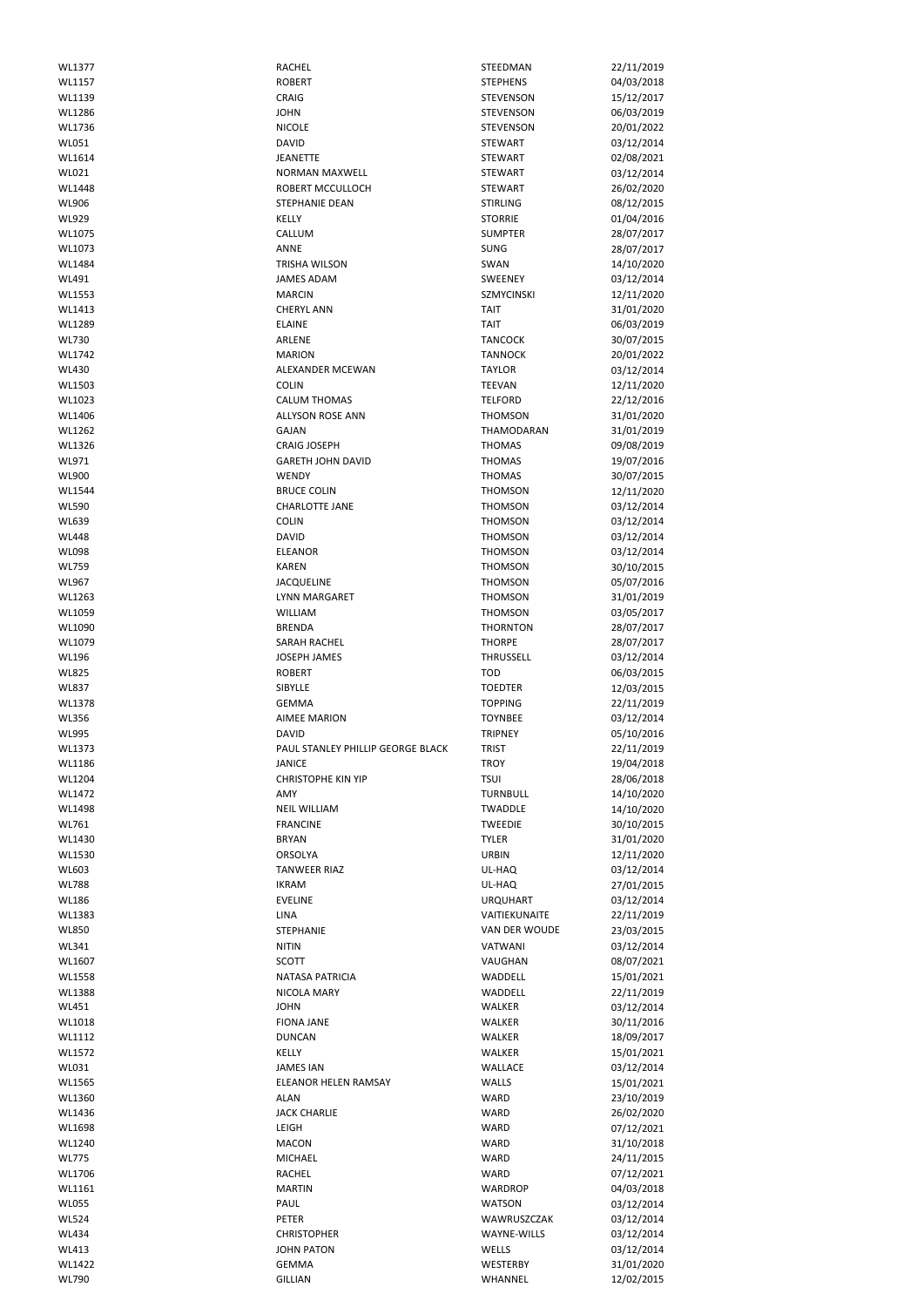| | | | |
|---|---|---|---|
| WL1377 | RACHEL | STEEDMAN | 22/11/2019 |
| WL1157 | ROBERT | STEPHENS | 04/03/2018 |
| WL1139 | CRAIG | STEVENSON | 15/12/2017 |
| WL1286 | JOHN | STEVENSON | 06/03/2019 |
| WL1736 | NICOLE | STEVENSON | 20/01/2022 |
| WL051 | DAVID | STEWART | 03/12/2014 |
| WL1614 | JEANETTE | STEWART | 02/08/2021 |
| WL021 | NORMAN MAXWELL | STEWART | 03/12/2014 |
| WL1448 | ROBERT MCCULLOCH | STEWART | 26/02/2020 |
| WL906 | STEPHANIE DEAN | STIRLING | 08/12/2015 |
| WL929 | KELLY | STORRIE | 01/04/2016 |
| WL1075 | CALLUM | SUMPTER | 28/07/2017 |
| WL1073 | ANNE | SUNG | 28/07/2017 |
| WL1484 | TRISHA WILSON | SWAN | 14/10/2020 |
| WL491 | JAMES ADAM | SWEENEY | 03/12/2014 |
| WL1553 | MARCIN | SZMYCINSKI | 12/11/2020 |
| WL1413 | CHERYL ANN | TAIT | 31/01/2020 |
| WL1289 | ELAINE | TAIT | 06/03/2019 |
| WL730 | ARLENE | TANCOCK | 30/07/2015 |
| WL1742 | MARION | TANNOCK | 20/01/2022 |
| WL430 | ALEXANDER MCEWAN | TAYLOR | 03/12/2014 |
| WL1503 | COLIN | TEEVAN | 12/11/2020 |
| WL1023 | CALUM THOMAS | TELFORD | 22/12/2016 |
| WL1406 | ALLYSON ROSE ANN | THOMSON | 31/01/2020 |
| WL1262 | GAJAN | THAMODARAN | 31/01/2019 |
| WL1326 | CRAIG JOSEPH | THOMAS | 09/08/2019 |
| WL971 | GARETH JOHN DAVID | THOMAS | 19/07/2016 |
| WL900 | WENDY | THOMAS | 30/07/2015 |
| WL1544 | BRUCE COLIN | THOMSON | 12/11/2020 |
| WL590 | CHARLOTTE JANE | THOMSON | 03/12/2014 |
| WL639 | COLIN | THOMSON | 03/12/2014 |
| WL448 | DAVID | THOMSON | 03/12/2014 |
| WL098 | ELEANOR | THOMSON | 03/12/2014 |
| WL759 | KAREN | THOMSON | 30/10/2015 |
| WL967 | JACQUELINE | THOMSON | 05/07/2016 |
| WL1263 | LYNN MARGARET | THOMSON | 31/01/2019 |
| WL1059 | WILLIAM | THOMSON | 03/05/2017 |
| WL1090 | BRENDA | THORNTON | 28/07/2017 |
| WL1079 | SARAH RACHEL | THORPE | 28/07/2017 |
| WL196 | JOSEPH JAMES | THRUSSELL | 03/12/2014 |
| WL825 | ROBERT | TOD | 06/03/2015 |
| WL837 | SIBYLLE | TOEDTER | 12/03/2015 |
| WL1378 | GEMMA | TOPPING | 22/11/2019 |
| WL356 | AIMEE MARION | TOYNBEE | 03/12/2014 |
| WL995 | DAVID | TRIPNEY | 05/10/2016 |
| WL1373 | PAUL STANLEY PHILLIP GEORGE BLACK | TRIST | 22/11/2019 |
| WL1186 | JANICE | TROY | 19/04/2018 |
| WL1204 | CHRISTOPHE KIN YIP | TSUI | 28/06/2018 |
| WL1472 | AMY | TURNBULL | 14/10/2020 |
| WL1498 | NEIL WILLIAM | TWADDLE | 14/10/2020 |
| WL761 | FRANCINE | TWEEDIE | 30/10/2015 |
| WL1430 | BRYAN | TYLER | 31/01/2020 |
| WL1530 | ORSOLYA | URBIN | 12/11/2020 |
| WL603 | TANWEER RIAZ | UL-HAQ | 03/12/2014 |
| WL788 | IKRAM | UL-HAQ | 27/01/2015 |
| WL186 | EVELINE | URQUHART | 03/12/2014 |
| WL1383 | LINA | VAITIEKUNAITE | 22/11/2019 |
| WL850 | STEPHANIE | VAN DER WOUDE | 23/03/2015 |
| WL341 | NITIN | VATWANI | 03/12/2014 |
| WL1607 | SCOTT | VAUGHAN | 08/07/2021 |
| WL1558 | NATASA PATRICIA | WADDELL | 15/01/2021 |
| WL1388 | NICOLA MARY | WADDELL | 22/11/2019 |
| WL451 | JOHN | WALKER | 03/12/2014 |
| WL1018 | FIONA JANE | WALKER | 30/11/2016 |
| WL1112 | DUNCAN | WALKER | 18/09/2017 |
| WL1572 | KELLY | WALKER | 15/01/2021 |
| WL031 | JAMES IAN | WALLACE | 03/12/2014 |
| WL1565 | ELEANOR HELEN RAMSAY | WALLS | 15/01/2021 |
| WL1360 | ALAN | WARD | 23/10/2019 |
| WL1436 | JACK CHARLIE | WARD | 26/02/2020 |
| WL1698 | LEIGH | WARD | 07/12/2021 |
| WL1240 | MACON | WARD | 31/10/2018 |
| WL775 | MICHAEL | WARD | 24/11/2015 |
| WL1706 | RACHEL | WARD | 07/12/2021 |
| WL1161 | MARTIN | WARDROP | 04/03/2018 |
| WL055 | PAUL | WATSON | 03/12/2014 |
| WL524 | PETER | WAWRUSZCZAK | 03/12/2014 |
| WL434 | CHRISTOPHER | WAYNE-WILLS | 03/12/2014 |
| WL413 | JOHN PATON | WELLS | 03/12/2014 |
| WL1422 | GEMMA | WESTERBY | 31/01/2020 |
| WL790 | GILLIAN | WHANNEL | 12/02/2015 |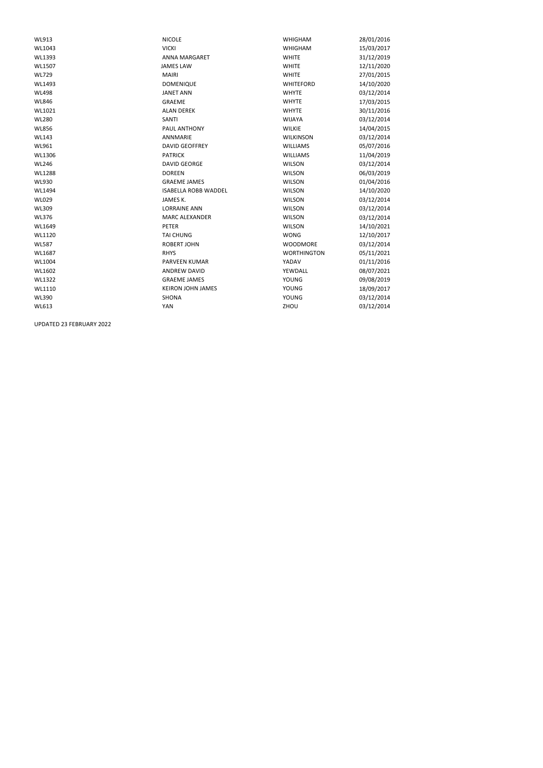| | | | |
|---|---|---|---|
| WL913 | NICOLE | WHIGHAM | 28/01/2016 |
| WL1043 | VICKI | WHIGHAM | 15/03/2017 |
| WL1393 | ANNA MARGARET | WHITE | 31/12/2019 |
| WL1507 | JAMES LAW | WHITE | 12/11/2020 |
| WL729 | MAIRI | WHITE | 27/01/2015 |
| WL1493 | DOMENIQUE | WHITEFORD | 14/10/2020 |
| WL498 | JANET ANN | WHYTE | 03/12/2014 |
| WL846 | GRAEME | WHYTE | 17/03/2015 |
| WL1021 | ALAN DEREK | WHYTE | 30/11/2016 |
| WL280 | SANTI | WIJAYA | 03/12/2014 |
| WL856 | PAUL ANTHONY | WILKIE | 14/04/2015 |
| WL143 | ANNMARIE | WILKINSON | 03/12/2014 |
| WL961 | DAVID GEOFFREY | WILLIAMS | 05/07/2016 |
| WL1306 | PATRICK | WILLIAMS | 11/04/2019 |
| WL246 | DAVID GEORGE | WILSON | 03/12/2014 |
| WL1288 | DOREEN | WILSON | 06/03/2019 |
| WL930 | GRAEME JAMES | WILSON | 01/04/2016 |
| WL1494 | ISABELLA ROBB WADDEL | WILSON | 14/10/2020 |
| WL029 | JAMES K. | WILSON | 03/12/2014 |
| WL309 | LORRAINE ANN | WILSON | 03/12/2014 |
| WL376 | MARC ALEXANDER | WILSON | 03/12/2014 |
| WL1649 | PETER | WILSON | 14/10/2021 |
| WL1120 | TAI CHUNG | WONG | 12/10/2017 |
| WL587 | ROBERT JOHN | WOODMORE | 03/12/2014 |
| WL1687 | RHYS | WORTHINGTON | 05/11/2021 |
| WL1004 | PARVEEN KUMAR | YADAV | 01/11/2016 |
| WL1602 | ANDREW DAVID | YEWDALL | 08/07/2021 |
| WL1322 | GRAEME JAMES | YOUNG | 09/08/2019 |
| WL1110 | KEIRON JOHN JAMES | YOUNG | 18/09/2017 |
| WL390 | SHONA | YOUNG | 03/12/2014 |
| WL613 | YAN | ZHOU | 03/12/2014 |

UPDATED 23 FEBRUARY 2022